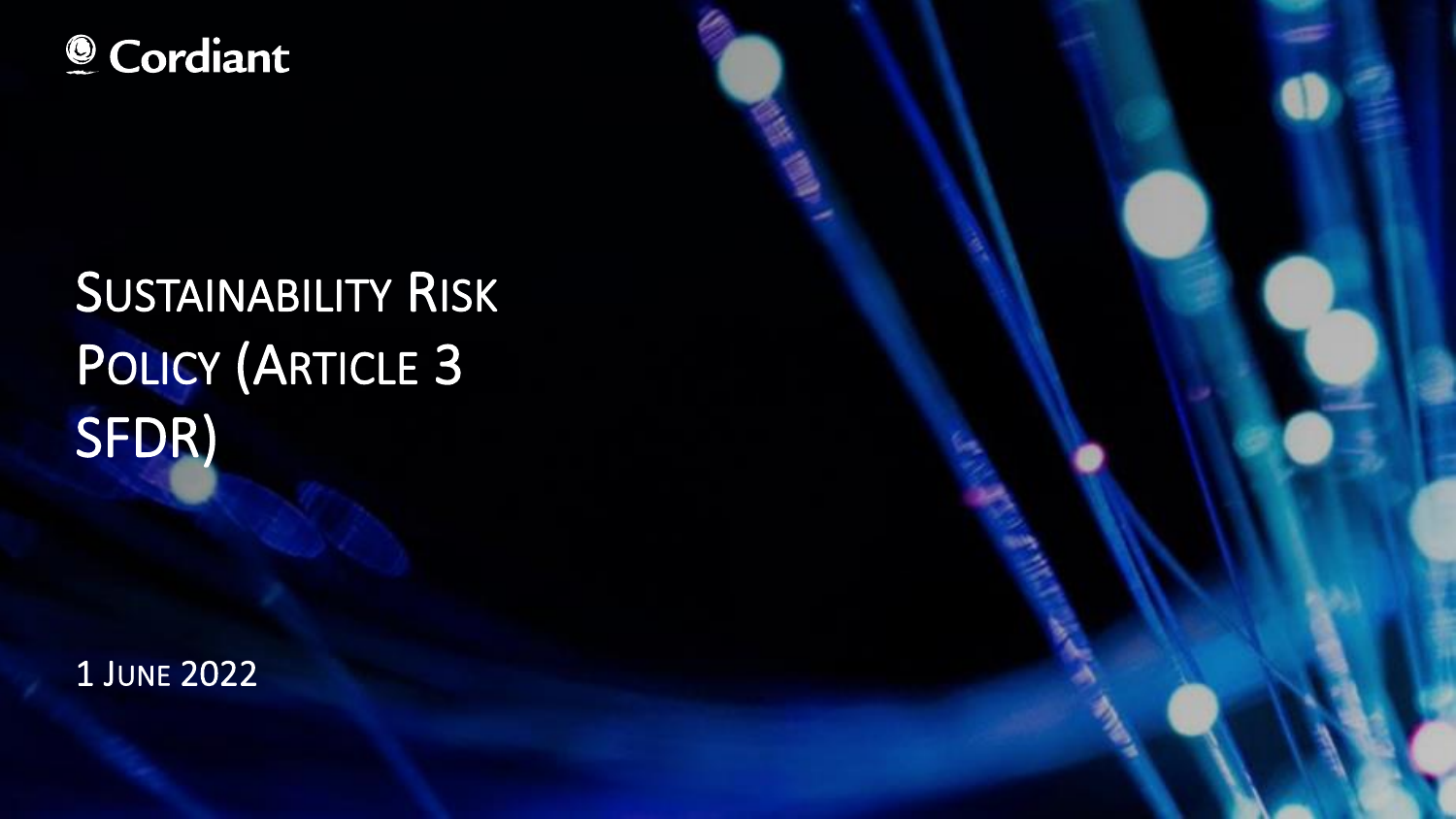Cordiant

# Sustainability Risk Policy (Article 3 SFDR)

1 June 2022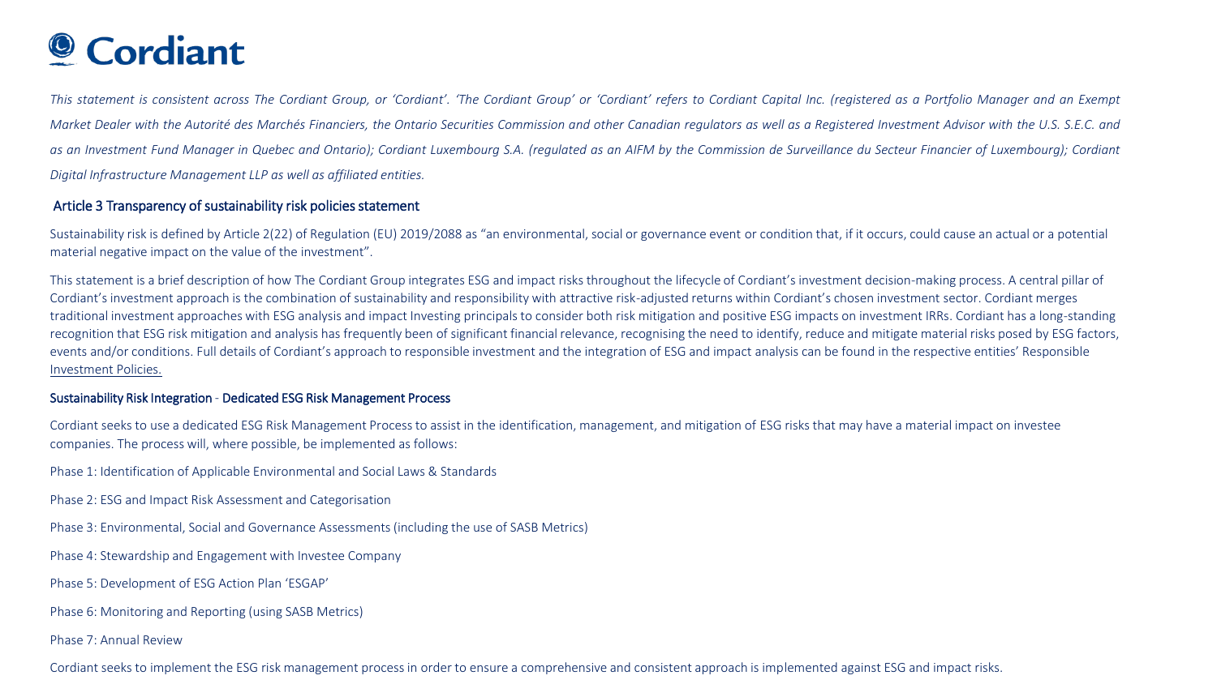# Cordiant

*This statement is consistent across The Cordiant Group, or 'Cordiant'. 'The Cordiant Group' or 'Cordiant' refers to Cordiant Capital Inc. (registered as a Portfolio Manager and an Exempt Market Dealer with the Autorité des Marchés Financiers, the Ontario Securities Commission and other Canadian regulators as well as a Registered Investment Advisor with the U.S. S.E.C. and as an Investment Fund Manager in Quebec and Ontario); Cordiant Luxembourg S.A. (regulated as an AIFM by the Commission de Surveillance du Secteur Financier of Luxembourg); Cordiant Digital Infrastructure Management LLP as well as affiliated entities.*

## Article 3 Transparency of sustainability risk policies statement

Sustainability risk is defined by Article 2(22) of Regulation (EU) 2019/2088 as "an environmental, social or governance event or condition that, if it occurs, could cause an actual or a potential material negative impact on the value of the investment".

This statement is a brief description of how The Cordiant Group integrates ESG and impact risks throughout the lifecycle of Cordiant's investment decision-making process. A central pillar of Cordiant's investment approach is the combination of sustainability and responsibility with attractive risk-adjusted returns within Cordiant's chosen investment sector. Cordiant merges traditional investment approaches with ESG analysis and impact Investing principals to consider both risk mitigation and positive ESG impacts on investment IRRs. Cordiant has a long-standing recognition that ESG risk mitigation and analysis has frequently been of significant financial relevance, recognising the need to identify, reduce and mitigate material risks posed by ESG factors, events and/or conditions. Full details of Cordiant's approach to responsible investment and the integration of ESG and impact analysis can be found in the respective entities' Responsible Investment Policies.

### Sustainability Risk Integration - Dedicated ESG Risk Management Process

Cordiant seeks to use a dedicated ESG Risk Management Process to assist in the identification, management, and mitigation of ESG risks that may have a material impact on investee companies. The process will, where possible, be implemented as follows:

Phase 1: Identification of Applicable Environmental and Social Laws & Standards

Phase 2: ESG and Impact Risk Assessment and Categorisation

Phase 3: Environmental, Social and Governance Assessments (including the use of SASB Metrics)

Phase 4: Stewardship and Engagement with Investee Company

Phase 5: Development of ESG Action Plan 'ESGAP'

Phase 6: Monitoring and Reporting (using SASB Metrics)

Phase 7: Annual Review

Cordiant seeks to implement the ESG risk management process in order to ensure a comprehensive and consistent approach is implemented against ESG and impact risks.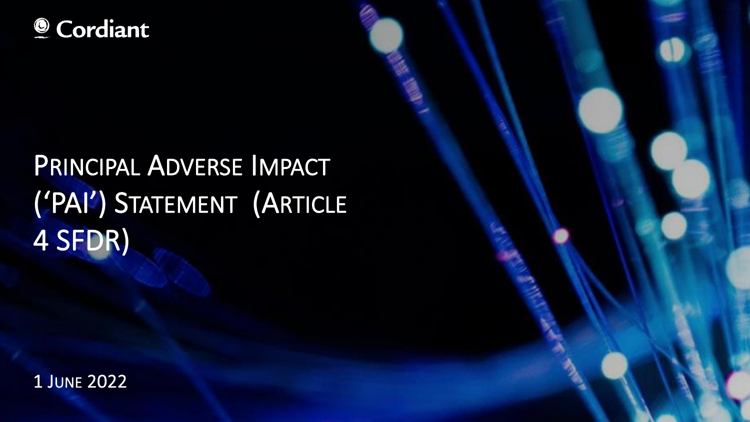Cordiant

# Principal Adverse Impact ('PAI') Statement (Article 4 SFDR)

1 June 2022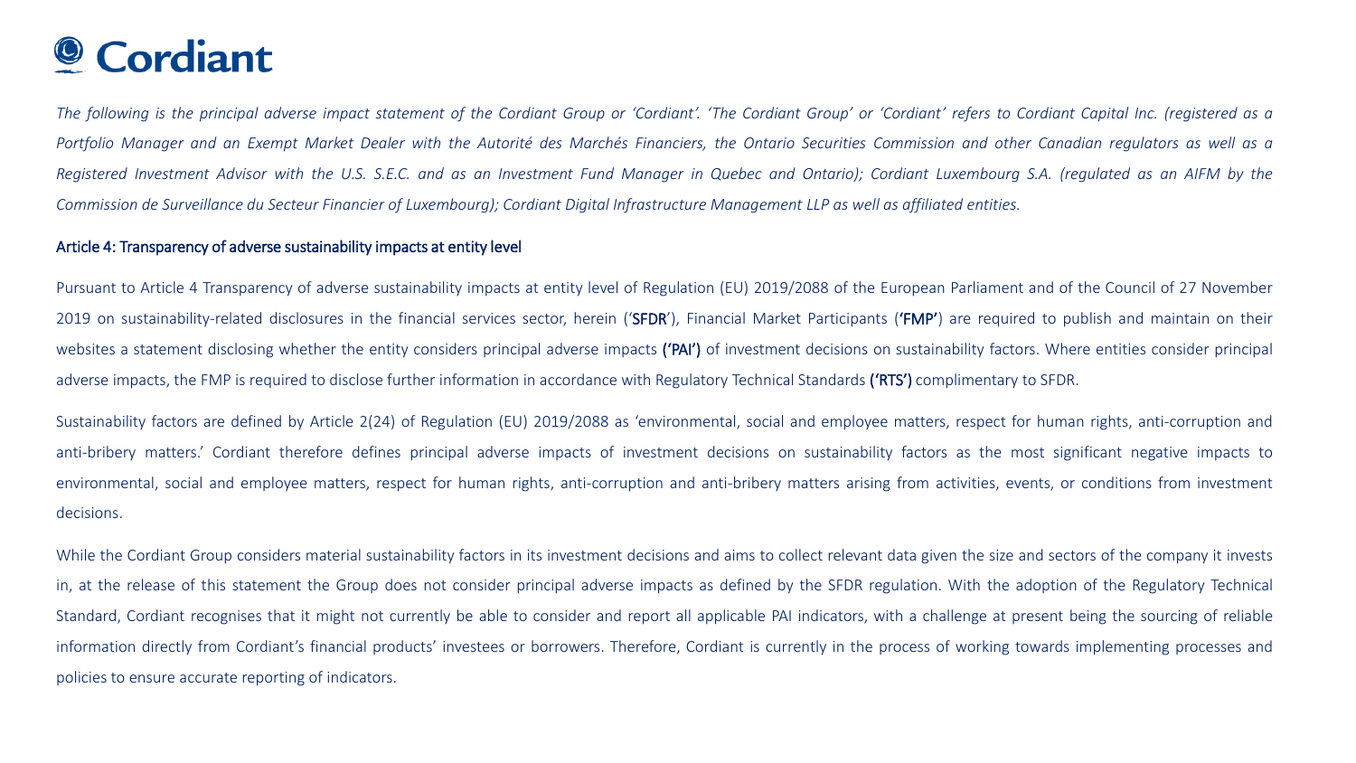# Cordiant

*The following is the principal adverse impact statement of the Cordiant Group or 'Cordiant'. 'The Cordiant Group' or 'Cordiant' refers to Cordiant Capital Inc. (registered as a Portfolio Manager and an Exempt Market Dealer with the Autorité des Marchés Financiers, the Ontario Securities Commission and other Canadian regulators as well as a Registered Investment Advisor with the U.S. S.E.C. and as an Investment Fund Manager in Quebec and Ontario); Cordiant Luxembourg S.A. (regulated as an AIFM by the Commission de Surveillance du Secteur Financier of Luxembourg); Cordiant Digital Infrastructure Management LLP as well as affiliated entities.*

## Article 4: Transparency of adverse sustainability impacts at entity level

Pursuant to Article 4 Transparency of adverse sustainability impacts at entity level of Regulation (EU) 2019/2088 of the European Parliament and of the Council of 27 November 2019 on sustainability-related disclosures in the financial services sector, herein ('**SFDR**'), Financial Market Participants (**'FMP'**) are required to publish and maintain on their websites a statement disclosing whether the entity considers principal adverse impacts **('PAI')** of investment decisions on sustainability factors. Where entities consider principal adverse impacts, the FMP is required to disclose further information in accordance with Regulatory Technical Standards **('RTS')** complimentary to SFDR.

Sustainability factors are defined by Article 2(24) of Regulation (EU) 2019/2088 as 'environmental, social and employee matters, respect for human rights, anti-corruption and anti-bribery matters.' Cordiant therefore defines principal adverse impacts of investment decisions on sustainability factors as the most significant negative impacts to environmental, social and employee matters, respect for human rights, anti-corruption and anti-bribery matters arising from activities, events, or conditions from investment decisions.

While the Cordiant Group considers material sustainability factors in its investment decisions and aims to collect relevant data given the size and sectors of the company it invests in, at the release of this statement the Group does not consider principal adverse impacts as defined by the SFDR regulation. With the adoption of the Regulatory Technical Standard, Cordiant recognises that it might not currently be able to consider and report all applicable PAI indicators, with a challenge at present being the sourcing of reliable information directly from Cordiant's financial products' investees or borrowers. Therefore, Cordiant is currently in the process of working towards implementing processes and policies to ensure accurate reporting of indicators.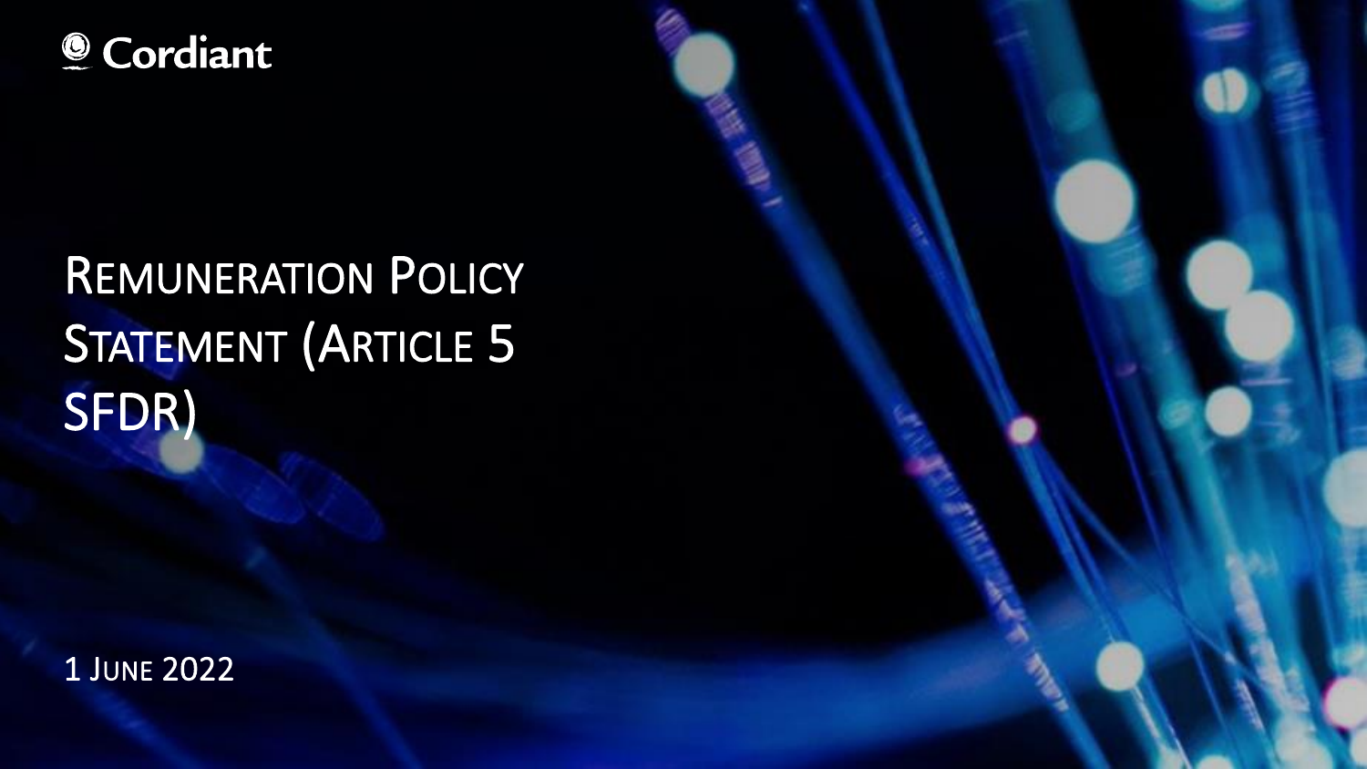Cordiant

# Remuneration Policy Statement (Article 5 SFDR)

1 June 2022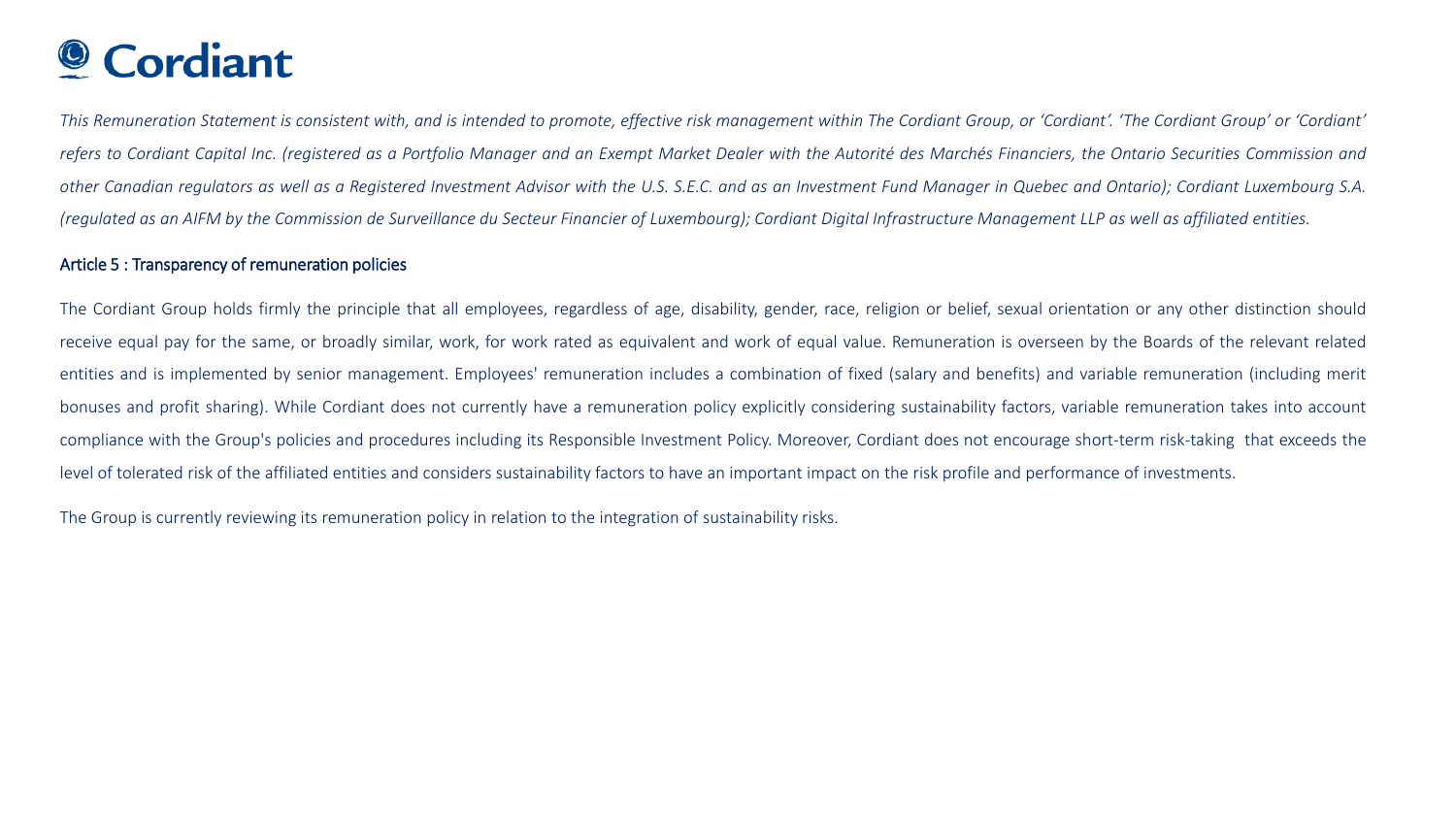*This Remuneration Statement is consistent with, and is intended to promote, effective risk management within The Cordiant Group, or 'Cordiant'. 'The Cordiant Group' or 'Cordiant' refers to Cordiant Capital Inc. (registered as a Portfolio Manager and an Exempt Market Dealer with the Autorité des Marchés Financiers, the Ontario Securities Commission and other Canadian regulators as well as a Registered Investment Advisor with the U.S. S.E.C. and as an Investment Fund Manager in Quebec and Ontario); Cordiant Luxembourg S.A. (regulated as an AIFM by the Commission de Surveillance du Secteur Financier of Luxembourg); Cordiant Digital Infrastructure Management LLP as well as affiliated entities.*

## Article 5 : Transparency of remuneration policies

The Cordiant Group holds firmly the principle that all employees, regardless of age, disability, gender, race, religion or belief, sexual orientation or any other distinction should receive equal pay for the same, or broadly similar, work, for work rated as equivalent and work of equal value. Remuneration is overseen by the Boards of the relevant related entities and is implemented by senior management. Employees' remuneration includes a combination of fixed (salary and benefits) and variable remuneration (including merit bonuses and profit sharing). While Cordiant does not currently have a remuneration policy explicitly considering sustainability factors, variable remuneration takes into account compliance with the Group's policies and procedures including its Responsible Investment Policy. Moreover, Cordiant does not encourage short-term risk-taking that exceeds the level of tolerated risk of the affiliated entities and considers sustainability factors to have an important impact on the risk profile and performance of investments.

The Group is currently reviewing its remuneration policy in relation to the integration of sustainability risks.